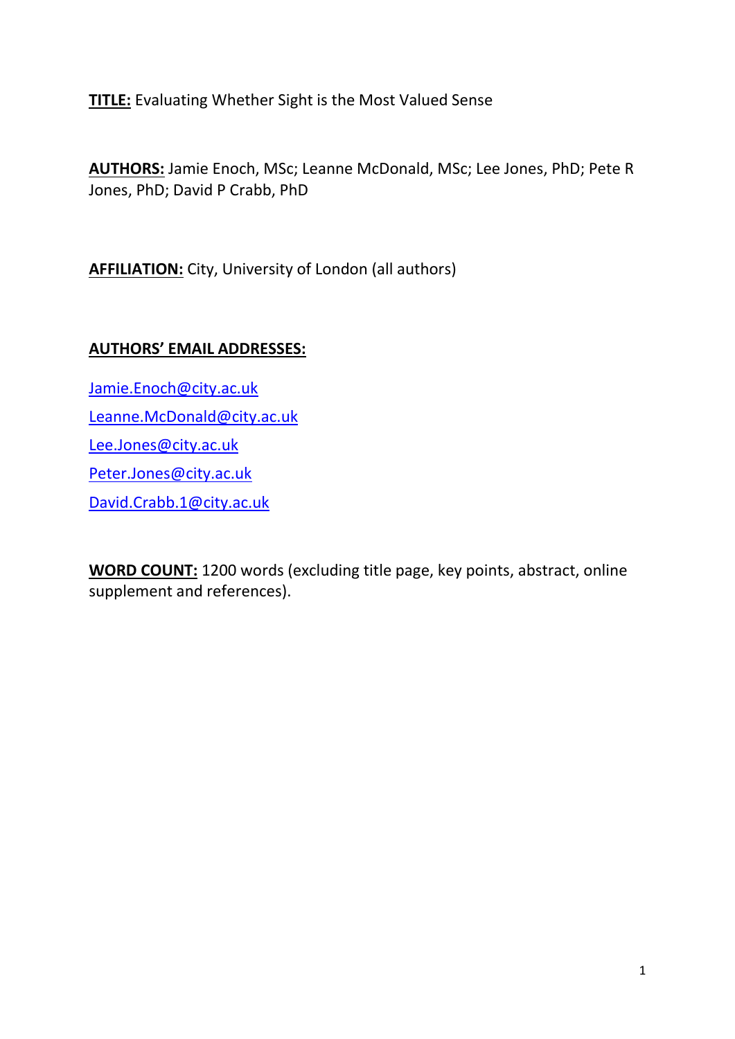**TITLE:** Evaluating Whether Sight is the Most Valued Sense

**AUTHORS:** Jamie Enoch, MSc; Leanne McDonald, MSc; Lee Jones, PhD; Pete R Jones, PhD; David P Crabb, PhD

**AFFILIATION:** City, University of London (all authors)

**AUTHORS' EMAIL ADDRESSES:**

Jamie.Enoch@city.ac.uk

Leanne.McDonald@city.ac.uk

Lee.Jones@city.ac.uk

Peter.Jones@city.ac.uk

David.Crabb.1@city.ac.uk

**WORD COUNT:** 1200 words (excluding title page, key points, abstract, online supplement and references).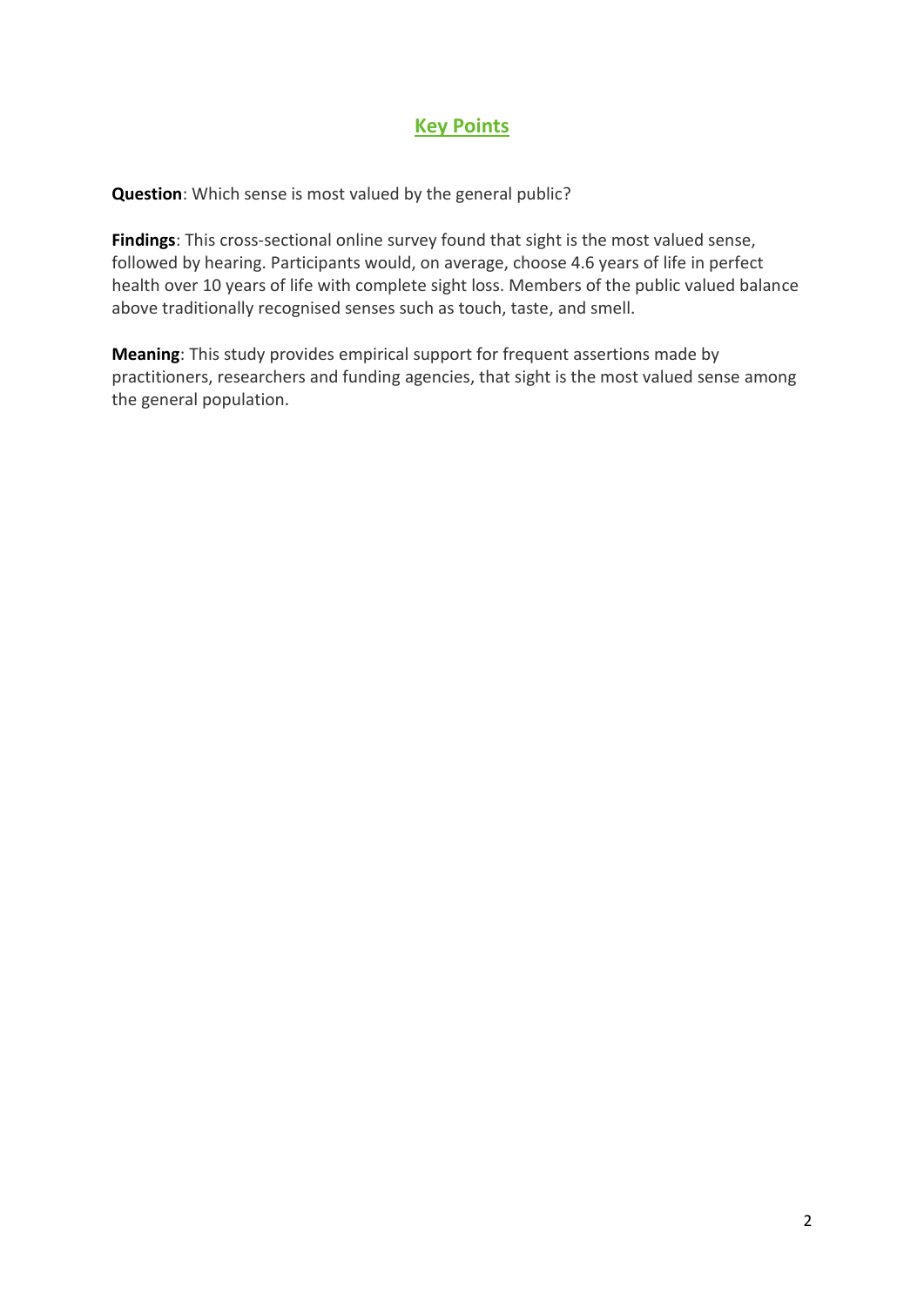## Key Points

**Question**: Which sense is most valued by the general public?

**Findings**: This cross-sectional online survey found that sight is the most valued sense, followed by hearing. Participants would, on average, choose 4.6 years of life in perfect health over 10 years of life with complete sight loss. Members of the public valued balance above traditionally recognised senses such as touch, taste, and smell.

**Meaning**: This study provides empirical support for frequent assertions made by practitioners, researchers and funding agencies, that sight is the most valued sense among the general population.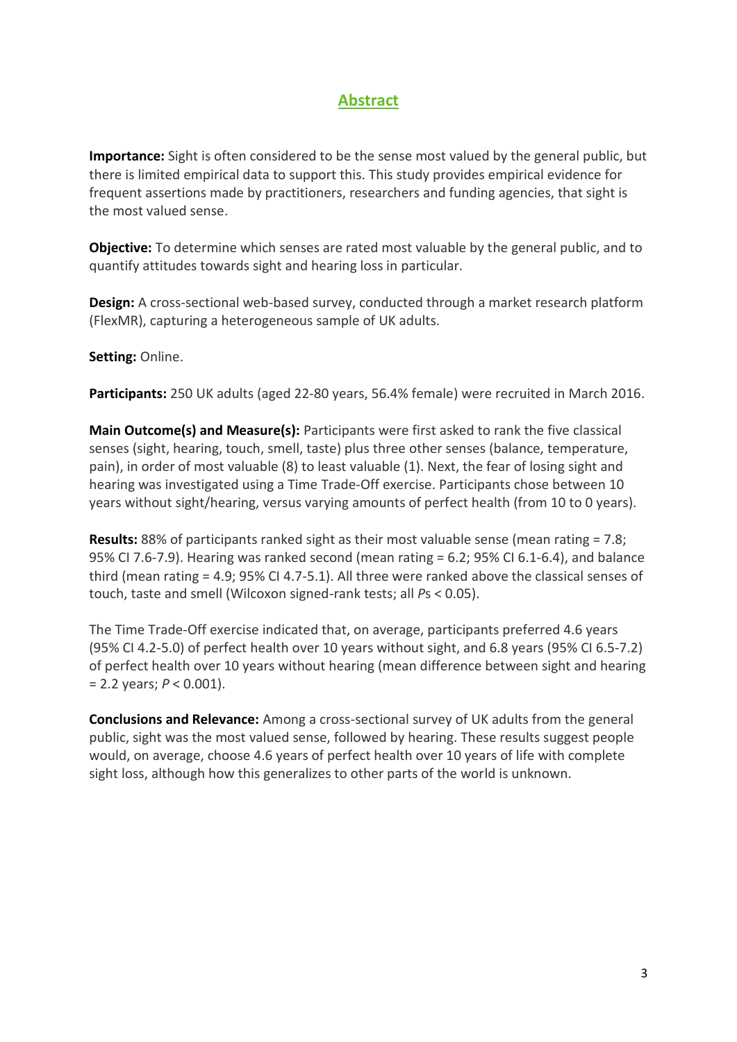## Abstract

**Importance:** Sight is often considered to be the sense most valued by the general public, but there is limited empirical data to support this. This study provides empirical evidence for frequent assertions made by practitioners, researchers and funding agencies, that sight is the most valued sense.

**Objective:** To determine which senses are rated most valuable by the general public, and to quantify attitudes towards sight and hearing loss in particular.

**Design:** A cross-sectional web-based survey, conducted through a market research platform (FlexMR), capturing a heterogeneous sample of UK adults.

**Setting:** Online.

**Participants:** 250 UK adults (aged 22-80 years, 56.4% female) were recruited in March 2016.

**Main Outcome(s) and Measure(s):** Participants were first asked to rank the five classical senses (sight, hearing, touch, smell, taste) plus three other senses (balance, temperature, pain), in order of most valuable (8) to least valuable (1). Next, the fear of losing sight and hearing was investigated using a Time Trade-Off exercise. Participants chose between 10 years without sight/hearing, versus varying amounts of perfect health (from 10 to 0 years).

**Results:** 88% of participants ranked sight as their most valuable sense (mean rating = 7.8; 95% CI 7.6-7.9). Hearing was ranked second (mean rating = 6.2; 95% CI 6.1-6.4), and balance third (mean rating = 4.9; 95% CI 4.7-5.1). All three were ranked above the classical senses of touch, taste and smell (Wilcoxon signed-rank tests; all $P$s $< 0.05$).

The Time Trade-Off exercise indicated that, on average, participants preferred 4.6 years (95% CI 4.2-5.0) of perfect health over 10 years without sight, and 6.8 years (95% CI 6.5-7.2) of perfect health over 10 years without hearing (mean difference between sight and hearing = 2.2 years; $P < 0.001$).

**Conclusions and Relevance:** Among a cross-sectional survey of UK adults from the general public, sight was the most valued sense, followed by hearing. These results suggest people would, on average, choose 4.6 years of perfect health over 10 years of life with complete sight loss, although how this generalizes to other parts of the world is unknown.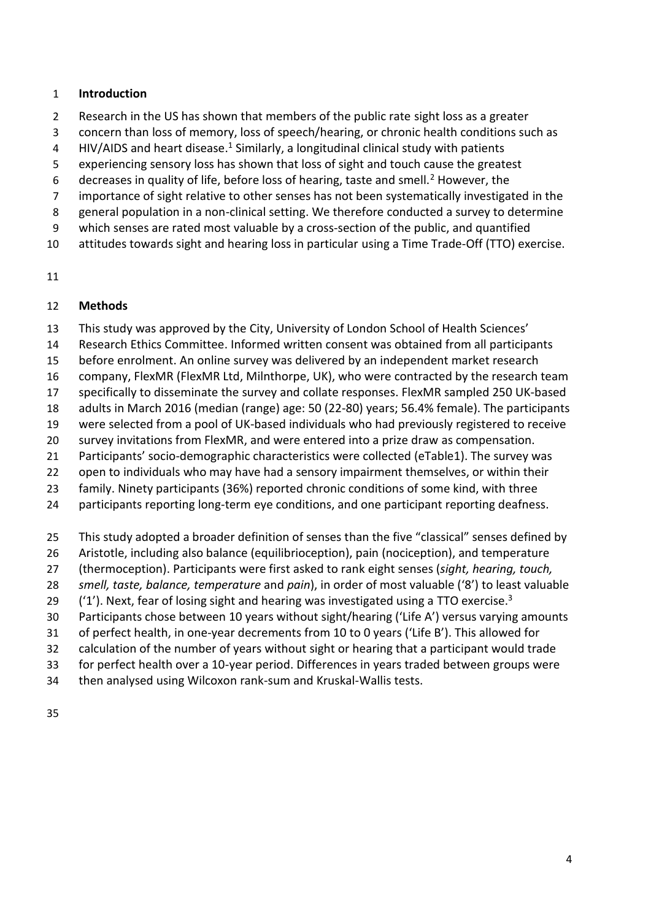## Introduction

Research in the US has shown that members of the public rate sight loss as a greater concern than loss of memory, loss of speech/hearing, or chronic health conditions such as HIV/AIDS and heart disease.[1] Similarly, a longitudinal clinical study with patients experiencing sensory loss has shown that loss of sight and touch cause the greatest decreases in quality of life, before loss of hearing, taste and smell.[2] However, the importance of sight relative to other senses has not been systematically investigated in the general population in a non-clinical setting. We therefore conducted a survey to determine which senses are rated most valuable by a cross-section of the public, and quantified attitudes towards sight and hearing loss in particular using a Time Trade-Off (TTO) exercise.

## Methods

This study was approved by the City, University of London School of Health Sciences' Research Ethics Committee. Informed written consent was obtained from all participants before enrolment. An online survey was delivered by an independent market research company, FlexMR (FlexMR Ltd, Milnthorpe, UK), who were contracted by the research team specifically to disseminate the survey and collate responses. FlexMR sampled 250 UK-based adults in March 2016 (median (range) age: 50 (22-80) years; 56.4% female). The participants were selected from a pool of UK-based individuals who had previously registered to receive survey invitations from FlexMR, and were entered into a prize draw as compensation. Participants' socio-demographic characteristics were collected (eTable1). The survey was open to individuals who may have had a sensory impairment themselves, or within their family. Ninety participants (36%) reported chronic conditions of some kind, with three participants reporting long-term eye conditions, and one participant reporting deafness.

This study adopted a broader definition of senses than the five "classical" senses defined by Aristotle, including also balance (equilibrioception), pain (nociception), and temperature (thermoception). Participants were first asked to rank eight senses (*sight, hearing, touch, smell, taste, balance, temperature* and *pain*), in order of most valuable ('8') to least valuable ('1'). Next, fear of losing sight and hearing was investigated using a TTO exercise.[3] Participants chose between 10 years without sight/hearing ('Life A') versus varying amounts of perfect health, in one-year decrements from 10 to 0 years ('Life B'). This allowed for calculation of the number of years without sight or hearing that a participant would trade for perfect health over a 10-year period. Differences in years traded between groups were then analysed using Wilcoxon rank-sum and Kruskal-Wallis tests.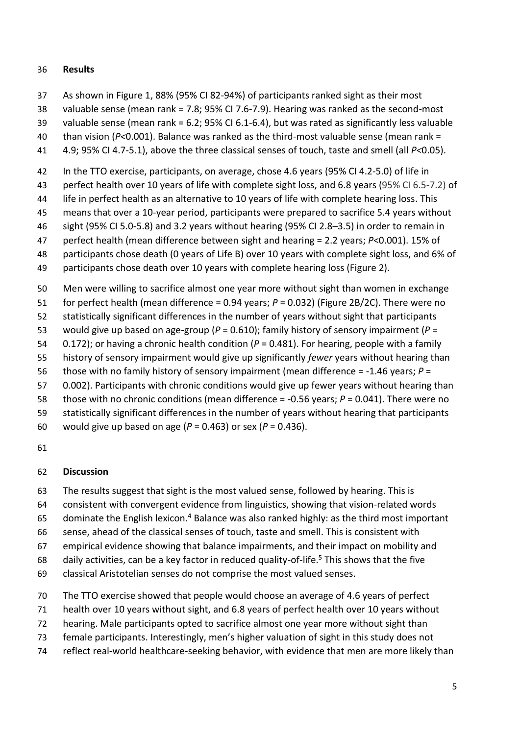## Results

As shown in Figure 1, 88% (95% CI 82-94%) of participants ranked sight as their most valuable sense (mean rank = 7.8; 95% CI 7.6-7.9). Hearing was ranked as the second-most valuable sense (mean rank = 6.2; 95% CI 6.1-6.4), but was rated as significantly less valuable than vision ($P<0.001$). Balance was ranked as the third-most valuable sense (mean rank = 4.9; 95% CI 4.7-5.1), above the three classical senses of touch, taste and smell (all $P<0.05$).

In the TTO exercise, participants, on average, chose 4.6 years (95% CI 4.2-5.0) of life in perfect health over 10 years of life with complete sight loss, and 6.8 years (95% CI 6.5-7.2) of life in perfect health as an alternative to 10 years of life with complete hearing loss. This means that over a 10-year period, participants were prepared to sacrifice 5.4 years without sight (95% CI 5.0-5.8) and 3.2 years without hearing (95% CI 2.8–3.5) in order to remain in perfect health (mean difference between sight and hearing = 2.2 years; $P<0.001$). 15% of participants chose death (0 years of Life B) over 10 years with complete sight loss, and 6% of participants chose death over 10 years with complete hearing loss (Figure 2).

Men were willing to sacrifice almost one year more without sight than women in exchange for perfect health (mean difference = 0.94 years; $P = 0.032$) (Figure 2B/2C). There were no statistically significant differences in the number of years without sight that participants would give up based on age-group ($P = 0.610$); family history of sensory impairment ($P = 0.172$); or having a chronic health condition ($P = 0.481$). For hearing, people with a family history of sensory impairment would give up significantly *fewer* years without hearing than those with no family history of sensory impairment (mean difference = -1.46 years; $P = 0.002$). Participants with chronic conditions would give up fewer years without hearing than those with no chronic conditions (mean difference = -0.56 years; $P = 0.041$). There were no statistically significant differences in the number of years without hearing that participants would give up based on age ($P = 0.463$) or sex ($P = 0.436$).

## Discussion

The results suggest that sight is the most valued sense, followed by hearing. This is consistent with convergent evidence from linguistics, showing that vision-related words dominate the English lexicon.[4] Balance was also ranked highly: as the third most important sense, ahead of the classical senses of touch, taste and smell. This is consistent with empirical evidence showing that balance impairments, and their impact on mobility and daily activities, can be a key factor in reduced quality-of-life.[5] This shows that the five classical Aristotelian senses do not comprise the most valued senses.

The TTO exercise showed that people would choose an average of 4.6 years of perfect health over 10 years without sight, and 6.8 years of perfect health over 10 years without hearing. Male participants opted to sacrifice almost one year more without sight than female participants. Interestingly, men's higher valuation of sight in this study does not reflect real-world healthcare-seeking behavior, with evidence that men are more likely than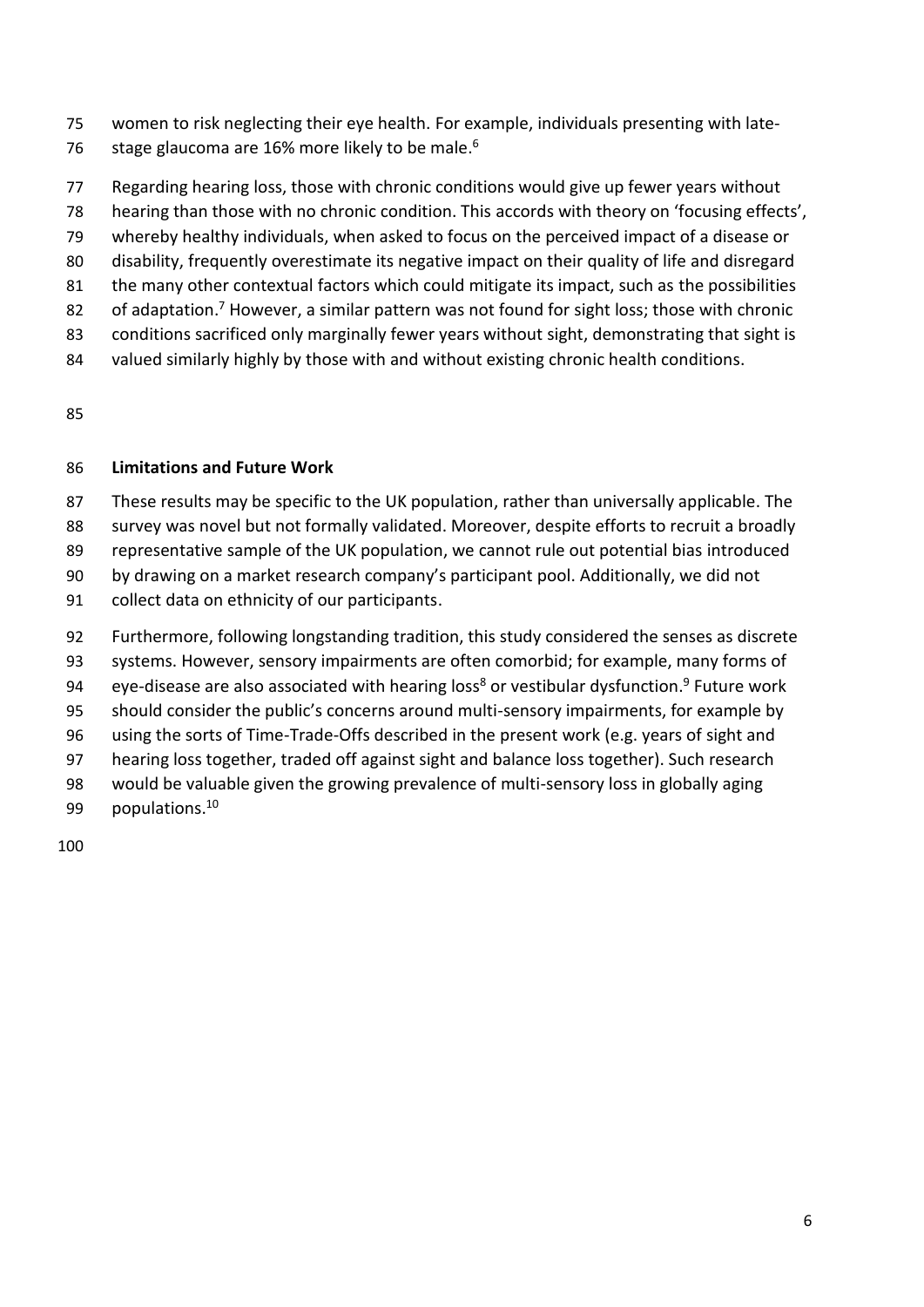women to risk neglecting their eye health. For example, individuals presenting with late-stage glaucoma are 16% more likely to be male.[6]

Regarding hearing loss, those with chronic conditions would give up fewer years without hearing than those with no chronic condition. This accords with theory on 'focusing effects', whereby healthy individuals, when asked to focus on the perceived impact of a disease or disability, frequently overestimate its negative impact on their quality of life and disregard the many other contextual factors which could mitigate its impact, such as the possibilities of adaptation.[7] However, a similar pattern was not found for sight loss; those with chronic conditions sacrificed only marginally fewer years without sight, demonstrating that sight is valued similarly highly by those with and without existing chronic health conditions.

**Limitations and Future Work**

These results may be specific to the UK population, rather than universally applicable. The survey was novel but not formally validated. Moreover, despite efforts to recruit a broadly representative sample of the UK population, we cannot rule out potential bias introduced by drawing on a market research company's participant pool. Additionally, we did not collect data on ethnicity of our participants.

Furthermore, following longstanding tradition, this study considered the senses as discrete systems. However, sensory impairments are often comorbid; for example, many forms of eye-disease are also associated with hearing loss[8] or vestibular dysfunction.[9] Future work should consider the public's concerns around multi-sensory impairments, for example by using the sorts of Time-Trade-Offs described in the present work (e.g. years of sight and hearing loss together, traded off against sight and balance loss together). Such research would be valuable given the growing prevalence of multi-sensory loss in globally aging populations.[10]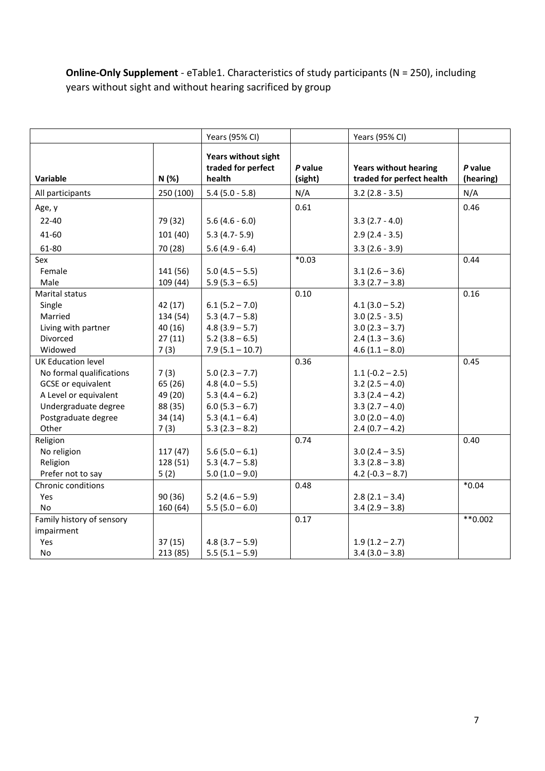**Online-Only Supplement** - eTable1. Characteristics of study participants (N = 250), including years without sight and without hearing sacrificed by group

| | | Years (95% CI) | | Years (95% CI) | |
|---|---|---|---|---|---|
| **Variable** | **N (%)** | **Years without sight traded for perfect health** | ***P* value (sight)** | **Years without hearing traded for perfect health** | ***P* value (hearing)** |
| All participants | 250 (100) | 5.4 (5.0 - 5.8) | N/A | 3.2 (2.8 - 3.5) | N/A |
| Age, y | | | 0.61 | | 0.46 |
| 22-40 | 79 (32) | 5.6 (4.6 - 6.0) | | 3.3 (2.7 - 4.0) | |
| 41-60 | 101 (40) | 5.3 (4.7- 5.9) | | 2.9 (2.4 - 3.5) | |
| 61-80 | 70 (28) | 5.6 (4.9 - 6.4) | | 3.3 (2.6 - 3.9) | |
| Sex | | | *0.03 | | 0.44 |
| Female | 141 (56) | 5.0 (4.5 – 5.5) | | 3.1 (2.6 – 3.6) | |
| Male | 109 (44) | 5.9 (5.3 – 6.5) | | 3.3 (2.7 – 3.8) | |
| Marital status | | | 0.10 | | 0.16 |
| Single | 42 (17) | 6.1 (5.2 – 7.0) | | 4.1 (3.0 – 5.2) | |
| Married | 134 (54) | 5.3 (4.7 – 5.8) | | 3.0 (2.5 - 3.5) | |
| Living with partner | 40 (16) | 4.8 (3.9 – 5.7) | | 3.0 (2.3 – 3.7) | |
| Divorced | 27 (11) | 5.2 (3.8 – 6.5) | | 2.4 (1.3 – 3.6) | |
| Widowed | 7 (3) | 7.9 (5.1 – 10.7) | | 4.6 (1.1 – 8.0) | |
| UK Education level | | | 0.36 | | 0.45 |
| No formal qualifications | 7 (3) | 5.0 (2.3 – 7.7) | | 1.1 (-0.2 – 2.5) | |
| GCSE or equivalent | 65 (26) | 4.8 (4.0 – 5.5) | | 3.2 (2.5 – 4.0) | |
| A Level or equivalent | 49 (20) | 5.3 (4.4 – 6.2) | | 3.3 (2.4 – 4.2) | |
| Undergraduate degree | 88 (35) | 6.0 (5.3 – 6.7) | | 3.3 (2.7 – 4.0) | |
| Postgraduate degree | 34 (14) | 5.3 (4.1 – 6.4) | | 3.0 (2.0 – 4.0) | |
| Other | 7 (3) | 5.3 (2.3 – 8.2) | | 2.4 (0.7 – 4.2) | |
| Religion | | | 0.74 | | 0.40 |
| No religion | 117 (47) | 5.6 (5.0 – 6.1) | | 3.0 (2.4 – 3.5) | |
| Religion | 128 (51) | 5.3 (4.7 – 5.8) | | 3.3 (2.8 – 3.8) | |
| Prefer not to say | 5 (2) | 5.0 (1.0 – 9.0) | | 4.2 (-0.3 – 8.7) | |
| Chronic conditions | | | 0.48 | | *0.04 |
| Yes | 90 (36) | 5.2 (4.6 – 5.9) | | 2.8 (2.1 – 3.4) | |
| No | 160 (64) | 5.5 (5.0 – 6.0) | | 3.4 (2.9 – 3.8) | |
| Family history of sensory impairment | | | 0.17 | | **0.002 |
| Yes | 37 (15) | 4.8 (3.7 – 5.9) | | 1.9 (1.2 – 2.7) | |
| No | 213 (85) | 5.5 (5.1 – 5.9) | | 3.4 (3.0 – 3.8) | |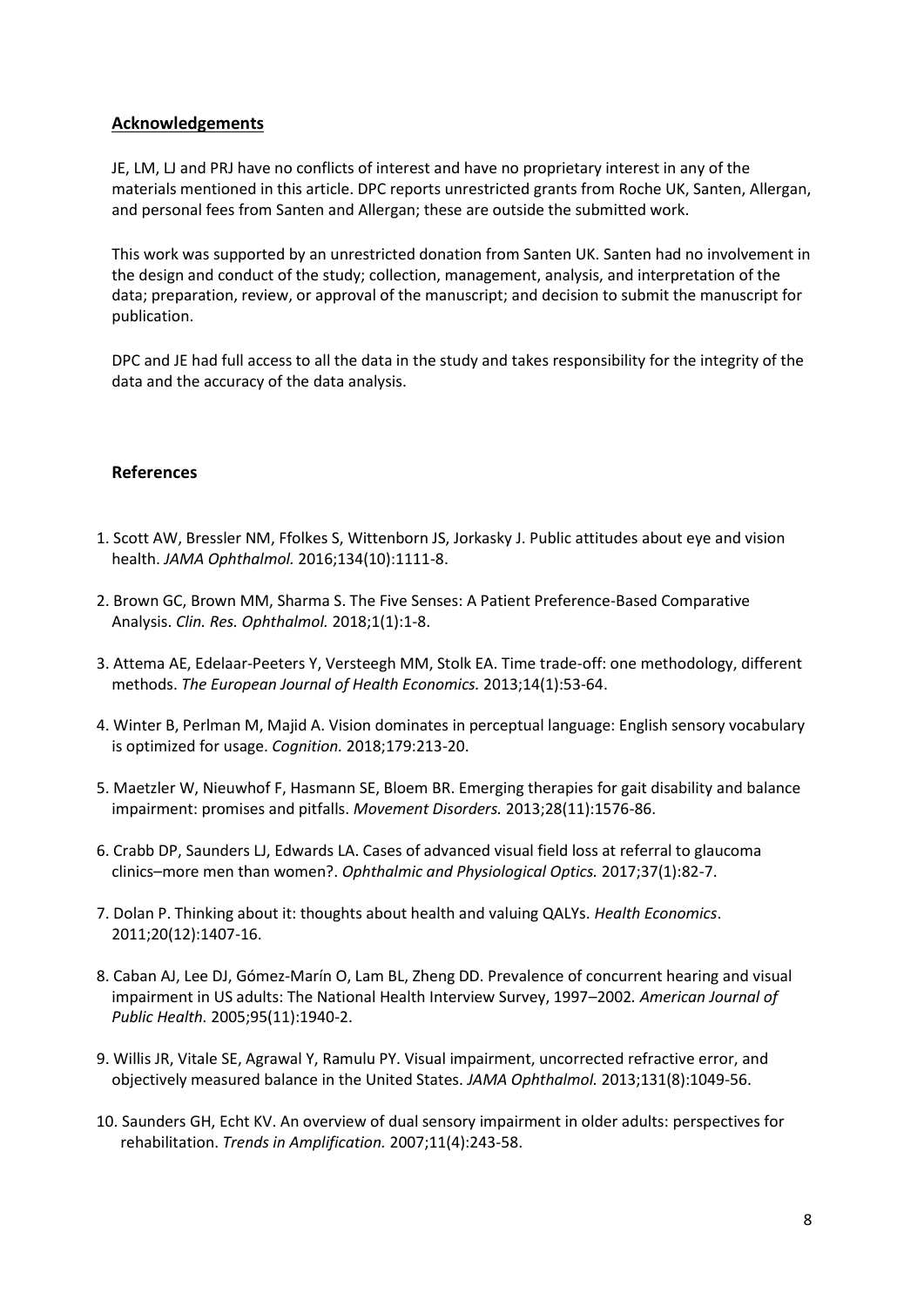## Acknowledgements

JE, LM, LJ and PRJ have no conflicts of interest and have no proprietary interest in any of the materials mentioned in this article. DPC reports unrestricted grants from Roche UK, Santen, Allergan, and personal fees from Santen and Allergan; these are outside the submitted work.

This work was supported by an unrestricted donation from Santen UK. Santen had no involvement in the design and conduct of the study; collection, management, analysis, and interpretation of the data; preparation, review, or approval of the manuscript; and decision to submit the manuscript for publication.

DPC and JE had full access to all the data in the study and takes responsibility for the integrity of the data and the accuracy of the data analysis.

## References

1. Scott AW, Bressler NM, Ffolkes S, Wittenborn JS, Jorkasky J. Public attitudes about eye and vision health. *JAMA Ophthalmol.* 2016;134(10):1111-8.
2. Brown GC, Brown MM, Sharma S. The Five Senses: A Patient Preference-Based Comparative Analysis. *Clin. Res. Ophthalmol.* 2018;1(1):1-8.
3. Attema AE, Edelaar-Peeters Y, Versteegh MM, Stolk EA. Time trade-off: one methodology, different methods. *The European Journal of Health Economics.* 2013;14(1):53-64.
4. Winter B, Perlman M, Majid A. Vision dominates in perceptual language: English sensory vocabulary is optimized for usage. *Cognition.* 2018;179:213-20.
5. Maetzler W, Nieuwhof F, Hasmann SE, Bloem BR. Emerging therapies for gait disability and balance impairment: promises and pitfalls. *Movement Disorders.* 2013;28(11):1576-86.
6. Crabb DP, Saunders LJ, Edwards LA. Cases of advanced visual field loss at referral to glaucoma clinics–more men than women?. *Ophthalmic and Physiological Optics.* 2017;37(1):82-7.
7. Dolan P. Thinking about it: thoughts about health and valuing QALYs. *Health Economics*. 2011;20(12):1407-16.
8. Caban AJ, Lee DJ, Gómez-Marín O, Lam BL, Zheng DD. Prevalence of concurrent hearing and visual impairment in US adults: The National Health Interview Survey, 1997–2002. *American Journal of Public Health.* 2005;95(11):1940-2.
9. Willis JR, Vitale SE, Agrawal Y, Ramulu PY. Visual impairment, uncorrected refractive error, and objectively measured balance in the United States. *JAMA Ophthalmol.* 2013;131(8):1049-56.
10. Saunders GH, Echt KV. An overview of dual sensory impairment in older adults: perspectives for rehabilitation. *Trends in Amplification.* 2007;11(4):243-58.